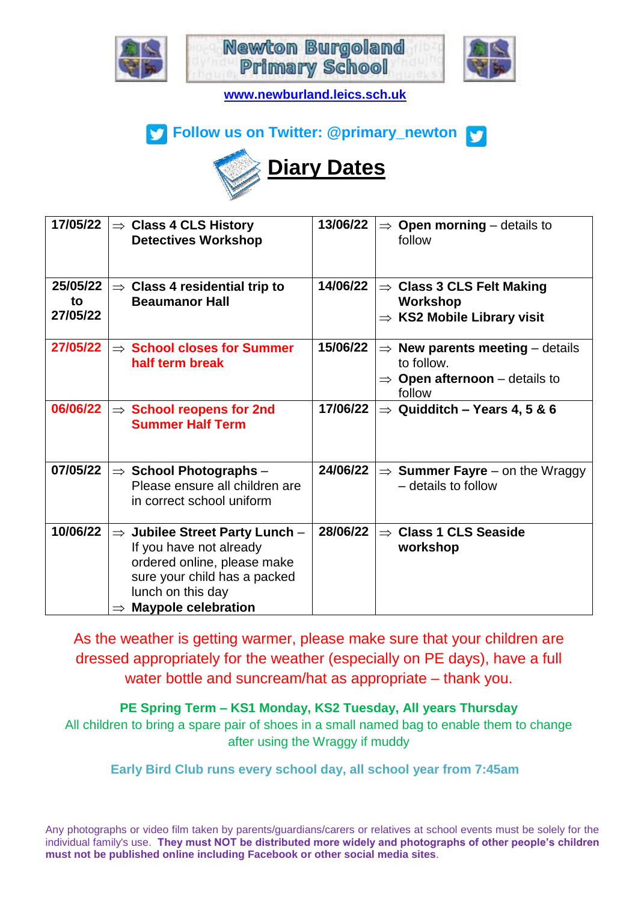# Newton Burgoland Primary School

www.newburland.leics.sch.uk

**Follow us on Twitter: @primary_newton**

## Diary Dates

| Date | Event | Date | Event |
|---|---|---|---|
| 17/05/22 | ⇒ **Class 4 CLS History Detectives Workshop** | 13/06/22 | ⇒ **Open morning** – details to follow |
| 25/05/22 to 27/05/22 | ⇒ **Class 4 residential trip to Beaumanor Hall** | 14/06/22 | ⇒ **Class 3 CLS Felt Making Workshop** ⇒ **KS2 Mobile Library visit** |
| 27/05/22 | ⇒ **School closes for Summer half term break** | 15/06/22 | ⇒ **New parents meeting** – details to follow. ⇒ **Open afternoon** – details to follow |
| 06/06/22 | ⇒ **School reopens for 2nd Summer Half Term** | 17/06/22 | ⇒ **Quidditch – Years 4, 5 & 6** |
| 07/05/22 | ⇒ **School Photographs** – Please ensure all children are in correct school uniform | 24/06/22 | ⇒ **Summer Fayre** – on the Wraggy – details to follow |
| 10/06/22 | ⇒ **Jubilee Street Party Lunch** – If you have not already ordered online, please make sure your child has a packed lunch on this day ⇒ **Maypole celebration** | 28/06/22 | ⇒ **Class 1 CLS Seaside workshop** |

As the weather is getting warmer, please make sure that your children are dressed appropriately for the weather (especially on PE days), have a full water bottle and suncream/hat as appropriate – thank you.

**PE Spring Term – KS1 Monday, KS2 Tuesday, All years Thursday**

All children to bring a spare pair of shoes in a small named bag to enable them to change after using the Wraggy if muddy

**Early Bird Club runs every school day, all school year from 7:45am**

Any photographs or video film taken by parents/guardians/carers or relatives at school events must be solely for the individual family's use. **They must NOT be distributed more widely and photographs of other people's children must not be published online including Facebook or other social media sites**.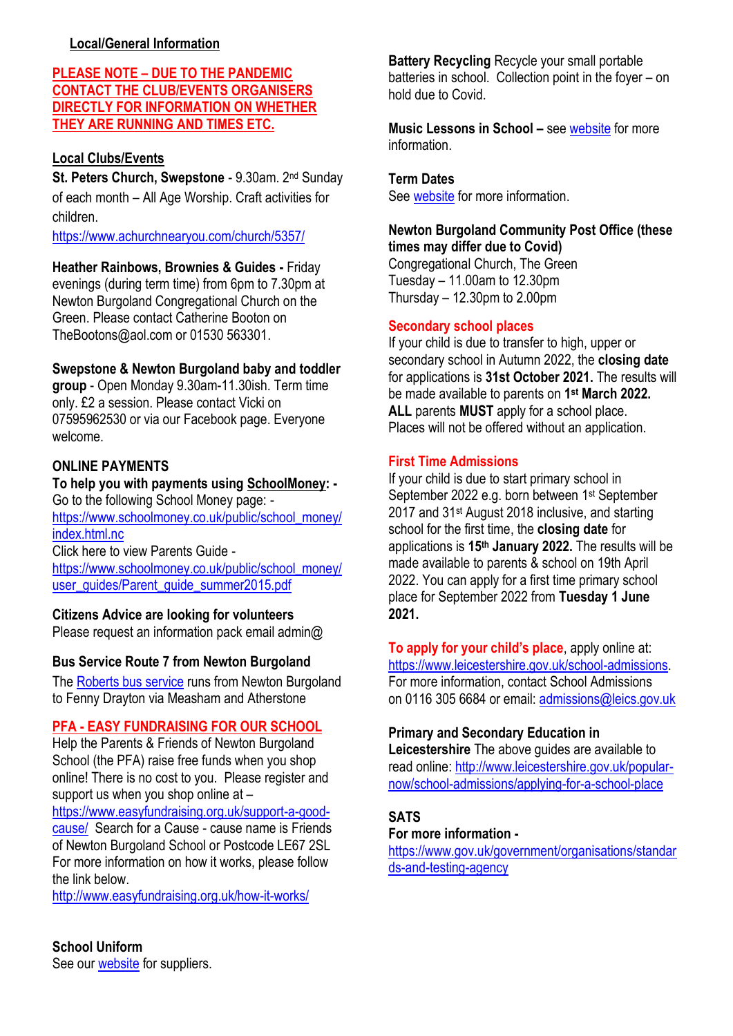## Local/General Information

**PLEASE NOTE – DUE TO THE PANDEMIC CONTACT THE CLUB/EVENTS ORGANISERS DIRECTLY FOR INFORMATION ON WHETHER THEY ARE RUNNING AND TIMES ETC.**

### Local Clubs/Events

**St. Peters Church, Swepstone** - 9.30am. 2nd Sunday of each month – All Age Worship. Craft activities for children.
https://www.achurchnearyou.com/church/5357/

**Heather Rainbows, Brownies & Guides -** Friday evenings (during term time) from 6pm to 7.30pm at Newton Burgoland Congregational Church on the Green. Please contact Catherine Booton on TheBootons@aol.com or 01530 563301.

**Swepstone & Newton Burgoland baby and toddler group** - Open Monday 9.30am-11.30ish. Term time only. £2 a session. Please contact Vicki on 07595962530 or via our Facebook page. Everyone welcome.

### ONLINE PAYMENTS

**To help you with payments using SchoolMoney: -**
Go to the following School Money page: -
https://www.schoolmoney.co.uk/public/school_money/index.html.nc
Click here to view Parents Guide -
https://www.schoolmoney.co.uk/public/school_money/user_guides/Parent_guide_summer2015.pdf

**Citizens Advice are looking for volunteers**
Please request an information pack email admin@

**Bus Service Route 7 from Newton Burgoland**
The Roberts bus service runs from Newton Burgoland to Fenny Drayton via Measham and Atherstone

**PFA - EASY FUNDRAISING FOR OUR SCHOOL**
Help the Parents & Friends of Newton Burgoland School (the PFA) raise free funds when you shop online! There is no cost to you. Please register and support us when you shop online at –
https://www.easyfundraising.org.uk/support-a-good-cause/ Search for a Cause - cause name is Friends of Newton Burgoland School or Postcode LE67 2SL
For more information on how it works, please follow the link below.
http://www.easyfundraising.org.uk/how-it-works/

**School Uniform**
See our website for suppliers.

**Battery Recycling** Recycle your small portable batteries in school. Collection point in the foyer – on hold due to Covid.

**Music Lessons in School –** see website for more information.

**Term Dates**
See website for more information.

**Newton Burgoland Community Post Office (these times may differ due to Covid)**
Congregational Church, The Green
Tuesday – 11.00am to 12.30pm
Thursday – 12.30pm to 2.00pm

**Secondary school places**
If your child is due to transfer to high, upper or secondary school in Autumn 2022, the **closing date** for applications is **31st October 2021.** The results will be made available to parents on **1st March 2022. ALL** parents **MUST** apply for a school place. Places will not be offered without an application.

**First Time Admissions**
If your child is due to start primary school in September 2022 e.g. born between 1st September 2017 and 31st August 2018 inclusive, and starting school for the first time, the **closing date** for applications is **15th January 2022.** The results will be made available to parents & school on 19th April 2022. You can apply for a first time primary school place for September 2022 from **Tuesday 1 June 2021.**

**To apply for your child's place**, apply online at: https://www.leicestershire.gov.uk/school-admissions. For more information, contact School Admissions on 0116 305 6684 or email: admissions@leics.gov.uk

**Primary and Secondary Education in Leicestershire** The above guides are available to read online: http://www.leicestershire.gov.uk/popular-now/school-admissions/applying-for-a-school-place

**SATS**
**For more information -**
https://www.gov.uk/government/organisations/standards-and-testing-agency